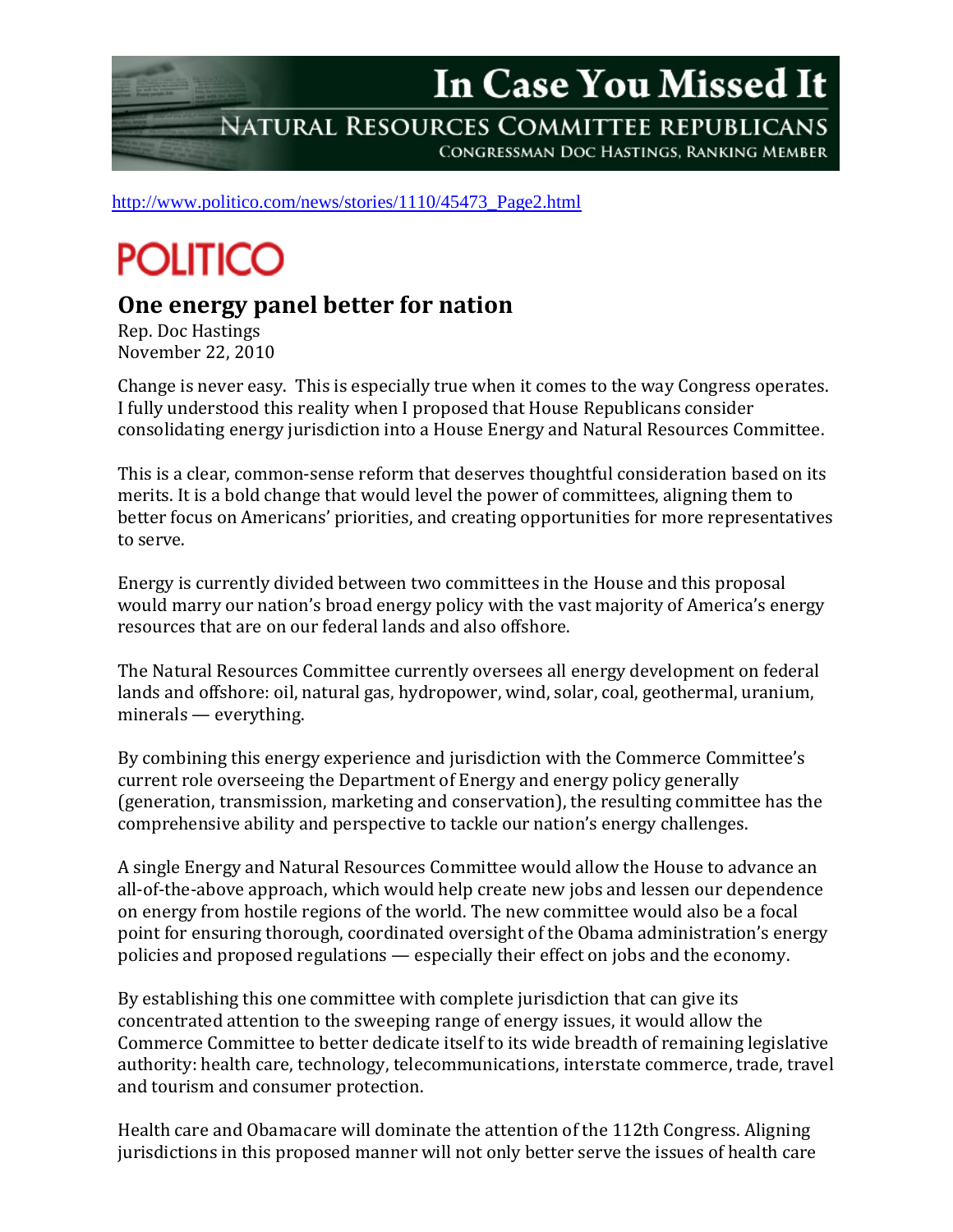# In Case You Missed It

NATURAL RESOURCES COMMITTEE REPUBLICANS

CONGRESSMAN DOC HASTINGS, RANKING MEMBER

http://www.politico.com/news/stories/1110/45473_Page2.html

POLITICO

## One energy panel better for nation

Rep. Doc Hastings
November 22, 2010

Change is never easy. This is especially true when it comes to the way Congress operates. I fully understood this reality when I proposed that House Republicans consider consolidating energy jurisdiction into a House Energy and Natural Resources Committee.

This is a clear, common-sense reform that deserves thoughtful consideration based on its merits. It is a bold change that would level the power of committees, aligning them to better focus on Americans' priorities, and creating opportunities for more representatives to serve.

Energy is currently divided between two committees in the House and this proposal would marry our nation's broad energy policy with the vast majority of America's energy resources that are on our federal lands and also offshore.

The Natural Resources Committee currently oversees all energy development on federal lands and offshore: oil, natural gas, hydropower, wind, solar, coal, geothermal, uranium, minerals — everything.

By combining this energy experience and jurisdiction with the Commerce Committee's current role overseeing the Department of Energy and energy policy generally (generation, transmission, marketing and conservation), the resulting committee has the comprehensive ability and perspective to tackle our nation's energy challenges.

A single Energy and Natural Resources Committee would allow the House to advance an all-of-the-above approach, which would help create new jobs and lessen our dependence on energy from hostile regions of the world. The new committee would also be a focal point for ensuring thorough, coordinated oversight of the Obama administration's energy policies and proposed regulations — especially their effect on jobs and the economy.

By establishing this one committee with complete jurisdiction that can give its concentrated attention to the sweeping range of energy issues, it would allow the Commerce Committee to better dedicate itself to its wide breadth of remaining legislative authority: health care, technology, telecommunications, interstate commerce, trade, travel and tourism and consumer protection.

Health care and Obamacare will dominate the attention of the 112th Congress. Aligning jurisdictions in this proposed manner will not only better serve the issues of health care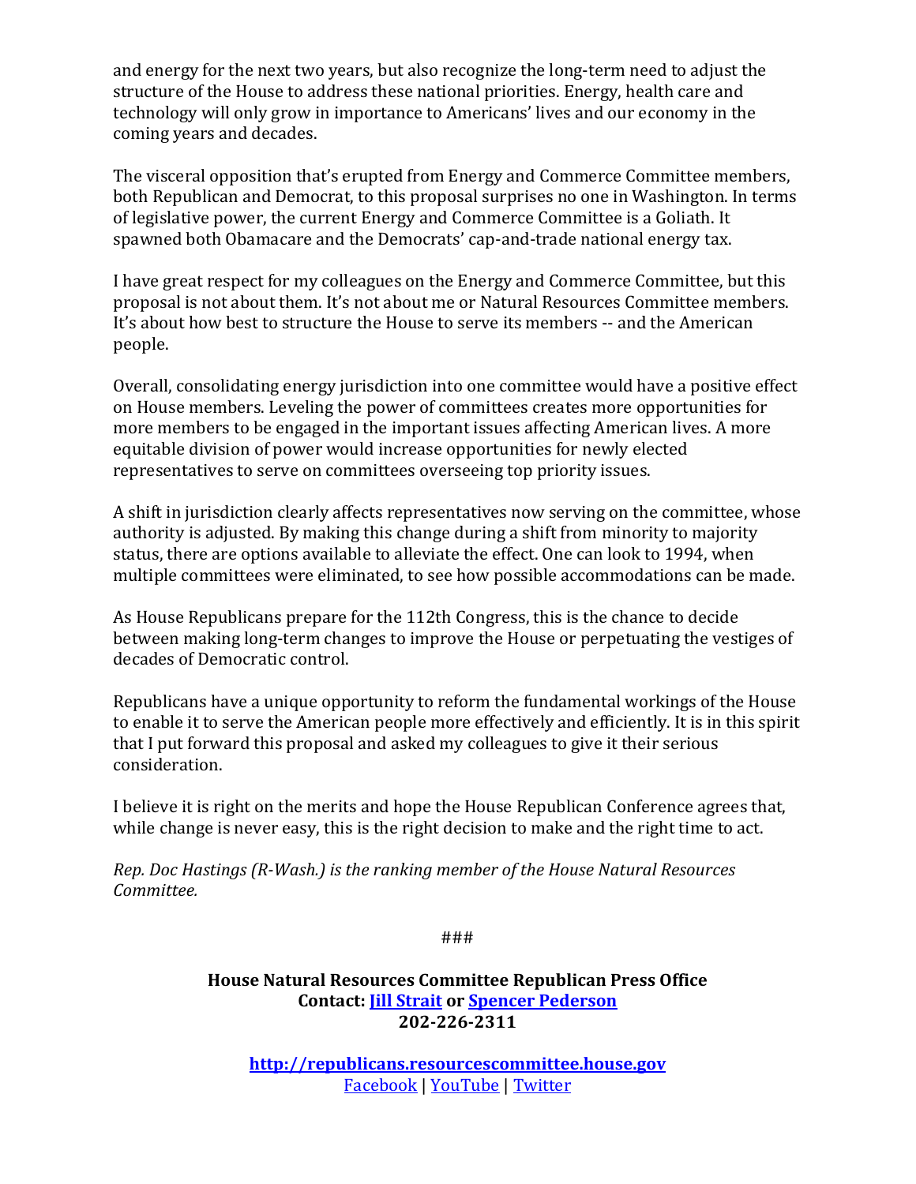and energy for the next two years, but also recognize the long-term need to adjust the structure of the House to address these national priorities. Energy, health care and technology will only grow in importance to Americans' lives and our economy in the coming years and decades.

The visceral opposition that's erupted from Energy and Commerce Committee members, both Republican and Democrat, to this proposal surprises no one in Washington. In terms of legislative power, the current Energy and Commerce Committee is a Goliath. It spawned both Obamacare and the Democrats' cap-and-trade national energy tax.

I have great respect for my colleagues on the Energy and Commerce Committee, but this proposal is not about them. It's not about me or Natural Resources Committee members. It's about how best to structure the House to serve its members -- and the American people.

Overall, consolidating energy jurisdiction into one committee would have a positive effect on House members. Leveling the power of committees creates more opportunities for more members to be engaged in the important issues affecting American lives. A more equitable division of power would increase opportunities for newly elected representatives to serve on committees overseeing top priority issues.

A shift in jurisdiction clearly affects representatives now serving on the committee, whose authority is adjusted. By making this change during a shift from minority to majority status, there are options available to alleviate the effect. One can look to 1994, when multiple committees were eliminated, to see how possible accommodations can be made.

As House Republicans prepare for the 112th Congress, this is the chance to decide between making long-term changes to improve the House or perpetuating the vestiges of decades of Democratic control.

Republicans have a unique opportunity to reform the fundamental workings of the House to enable it to serve the American people more effectively and efficiently. It is in this spirit that I put forward this proposal and asked my colleagues to give it their serious consideration.

I believe it is right on the merits and hope the House Republican Conference agrees that, while change is never easy, this is the right decision to make and the right time to act.

*Rep. Doc Hastings (R-Wash.) is the ranking member of the House Natural Resources Committee.*

###

**House Natural Resources Committee Republican Press Office**
**Contact: Jill Strait or Spencer Pederson**
**202-226-2311**

**http://republicans.resourcescommittee.house.gov**
Facebook | YouTube | Twitter